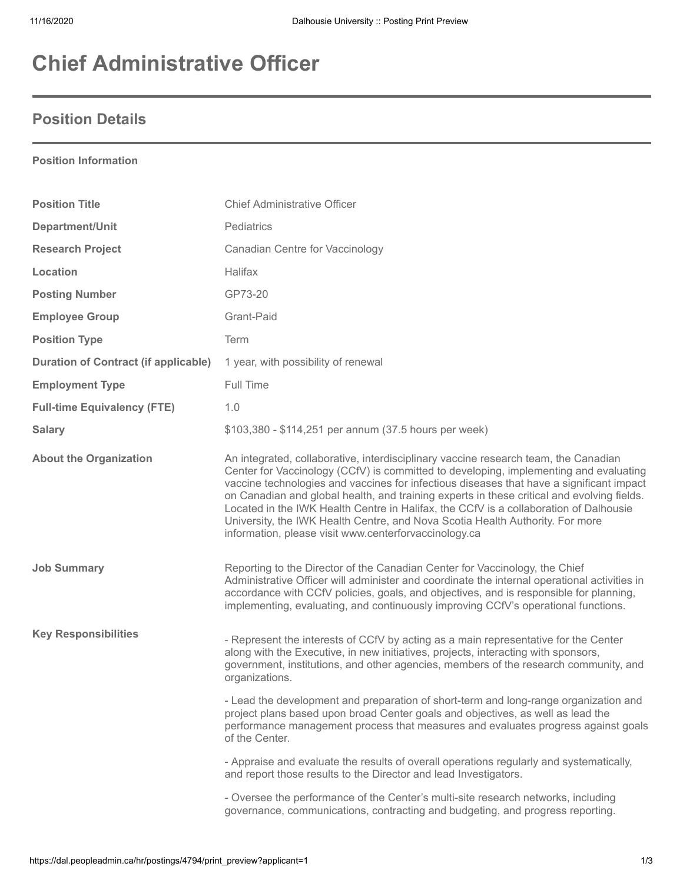# Chief Administrative Officer

## Position Details

**Position Information**

| | |
|---|---|
| **Position Title** | Chief Administrative Officer |
| **Department/Unit** | Pediatrics |
| **Research Project** | Canadian Centre for Vaccinology |
| **Location** | Halifax |
| **Posting Number** | GP73-20 |
| **Employee Group** | Grant-Paid |
| **Position Type** | Term |
| **Duration of Contract (if applicable)** | 1 year, with possibility of renewal |
| **Employment Type** | Full Time |
| **Full-time Equivalency (FTE)** | 1.0 |
| **Salary** | $103,380 - $114,251 per annum (37.5 hours per week) |
| **About the Organization** | An integrated, collaborative, interdisciplinary vaccine research team, the Canadian Center for Vaccinology (CCfV) is committed to developing, implementing and evaluating vaccine technologies and vaccines for infectious diseases that have a significant impact on Canadian and global health, and training experts in these critical and evolving fields. Located in the IWK Health Centre in Halifax, the CCfV is a collaboration of Dalhousie University, the IWK Health Centre, and Nova Scotia Health Authority. For more information, please visit www.centerforvaccinology.ca |
| **Job Summary** | Reporting to the Director of the Canadian Center for Vaccinology, the Chief Administrative Officer will administer and coordinate the internal operational activities in accordance with CCfV policies, goals, and objectives, and is responsible for planning, implementing, evaluating, and continuously improving CCfV's operational functions. |
| **Key Responsibilities** | - Represent the interests of CCfV by acting as a main representative for the Center along with the Executive, in new initiatives, projects, interacting with sponsors, government, institutions, and other agencies, members of the research community, and organizations.<br><br>- Lead the development and preparation of short-term and long-range organization and project plans based upon broad Center goals and objectives, as well as lead the performance management process that measures and evaluates progress against goals of the Center.<br><br>- Appraise and evaluate the results of overall operations regularly and systematically, and report those results to the Director and lead Investigators.<br><br>- Oversee the performance of the Center's multi-site research networks, including governance, communications, contracting and budgeting, and progress reporting. |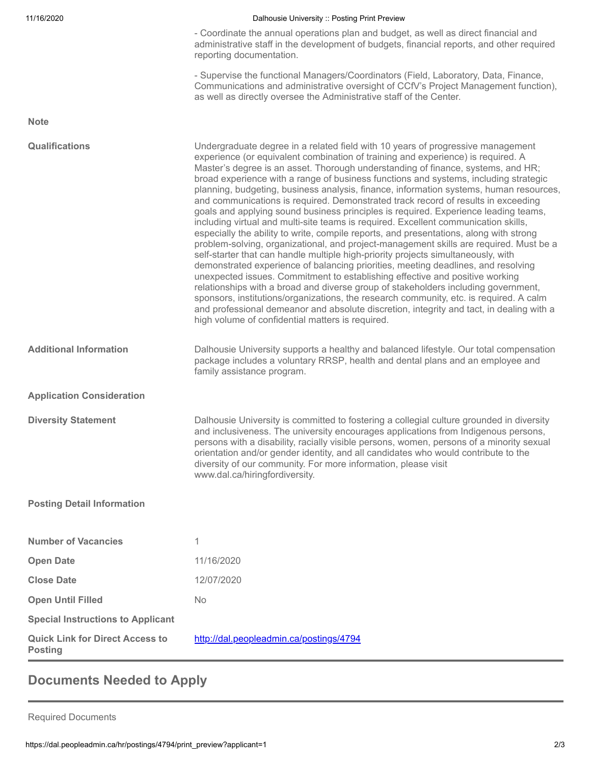- Coordinate the annual operations plan and budget, as well as direct financial and administrative staff in the development of budgets, financial reports, and other required reporting documentation.

- Supervise the functional Managers/Coordinators (Field, Laboratory, Data, Finance, Communications and administrative oversight of CCfV's Project Management function), as well as directly oversee the Administrative staff of the Center.

**Note**

**Qualifications**

Undergraduate degree in a related field with 10 years of progressive management experience (or equivalent combination of training and experience) is required. A Master's degree is an asset. Thorough understanding of finance, systems, and HR; broad experience with a range of business functions and systems, including strategic planning, budgeting, business analysis, finance, information systems, human resources, and communications is required. Demonstrated track record of results in exceeding goals and applying sound business principles is required. Experience leading teams, including virtual and multi-site teams is required. Excellent communication skills, especially the ability to write, compile reports, and presentations, along with strong problem-solving, organizational, and project-management skills are required. Must be a self-starter that can handle multiple high-priority projects simultaneously, with demonstrated experience of balancing priorities, meeting deadlines, and resolving unexpected issues. Commitment to establishing effective and positive working relationships with a broad and diverse group of stakeholders including government, sponsors, institutions/organizations, the research community, etc. is required. A calm and professional demeanor and absolute discretion, integrity and tact, in dealing with a high volume of confidential matters is required.

**Additional Information**

Dalhousie University supports a healthy and balanced lifestyle. Our total compensation package includes a voluntary RRSP, health and dental plans and an employee and family assistance program.

**Application Consideration**

**Diversity Statement**

Dalhousie University is committed to fostering a collegial culture grounded in diversity and inclusiveness. The university encourages applications from Indigenous persons, persons with a disability, racially visible persons, women, persons of a minority sexual orientation and/or gender identity, and all candidates who would contribute to the diversity of our community. For more information, please visit www.dal.ca/hiringfordiversity.

**Posting Detail Information**

| | |
|---|---|
| **Number of Vacancies** | 1 |
| **Open Date** | 11/16/2020 |
| **Close Date** | 12/07/2020 |
| **Open Until Filled** | No |
| **Special Instructions to Applicant** | |
| **Quick Link for Direct Access to Posting** | http://dal.peopleadmin.ca/postings/4794 |

## Documents Needed to Apply

Required Documents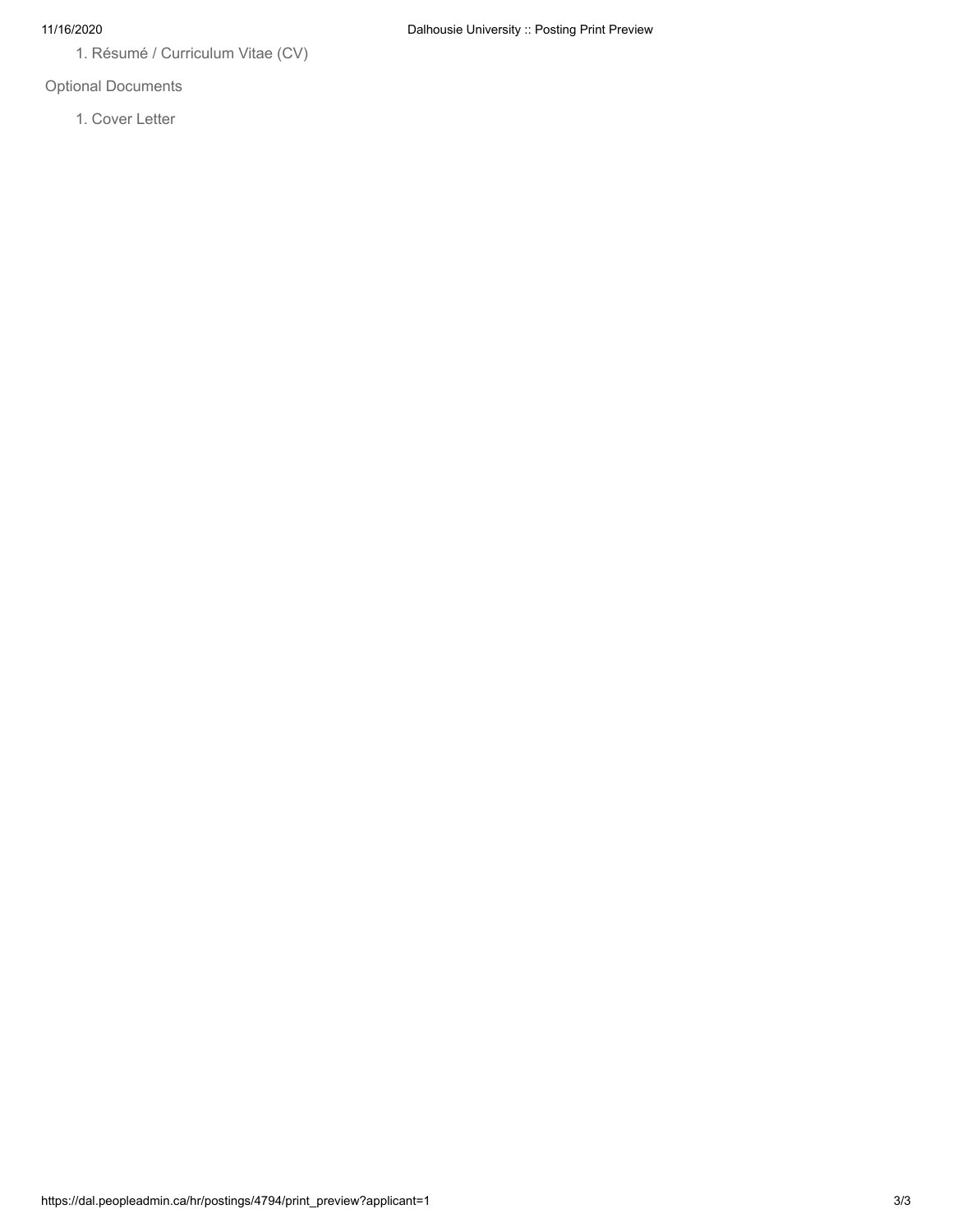1. Résumé / Curriculum Vitae (CV)

Optional Documents

1. Cover Letter